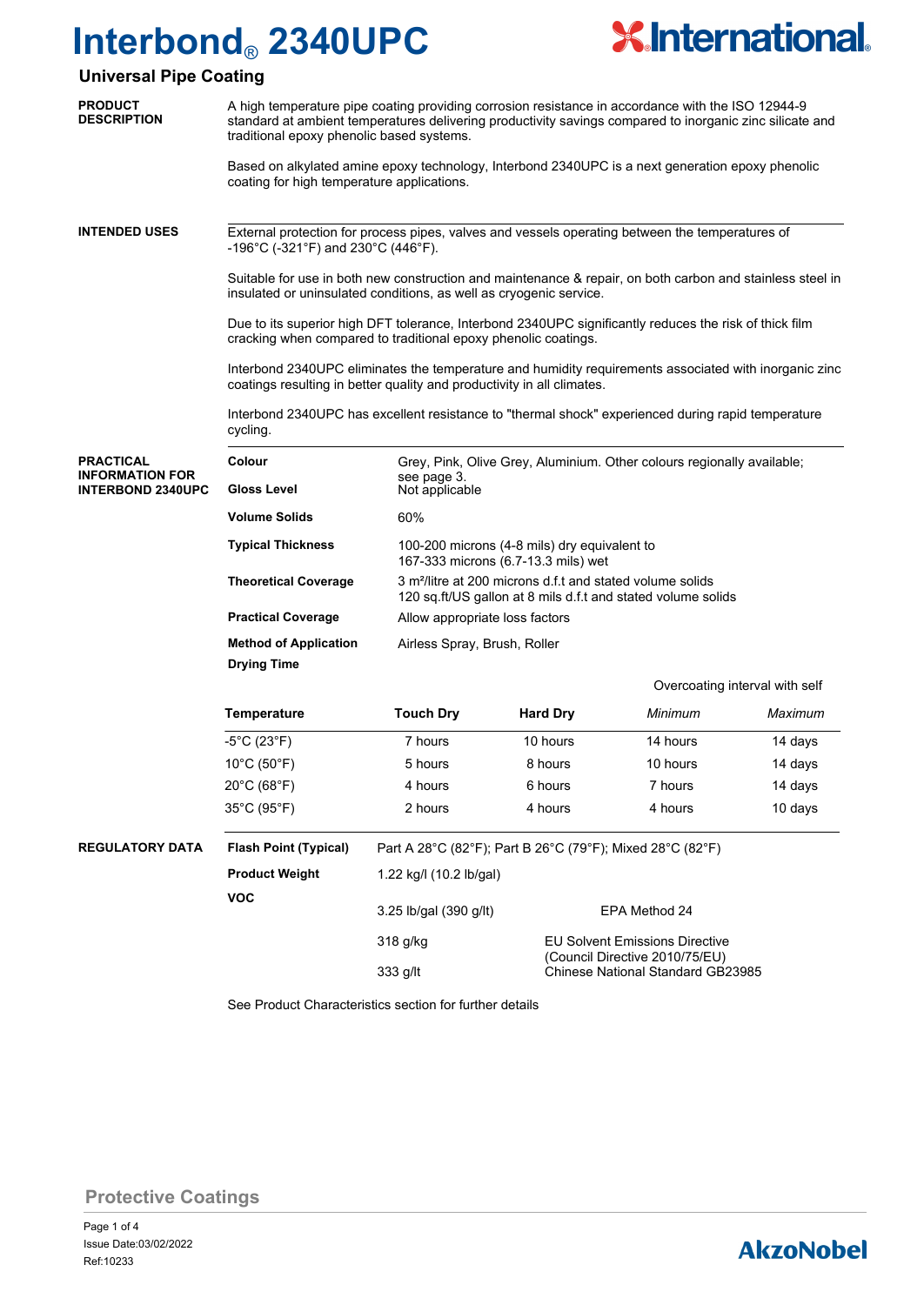# Interbond® 2340UPC

## Universal Pipe Coating

**PRODUCT DESCRIPTION**

A high temperature pipe coating providing corrosion resistance in accordance with the ISO 12944-9 standard at ambient temperatures delivering productivity savings compared to inorganic zinc silicate and traditional epoxy phenolic based systems.

Based on alkylated amine epoxy technology, Interbond 2340UPC is a next generation epoxy phenolic coating for high temperature applications.

**INTENDED USES**

External protection for process pipes, valves and vessels operating between the temperatures of -196°C (-321°F) and 230°C (446°F).

Suitable for use in both new construction and maintenance & repair, on both carbon and stainless steel in insulated or uninsulated conditions, as well as cryogenic service.

Due to its superior high DFT tolerance, Interbond 2340UPC significantly reduces the risk of thick film cracking when compared to traditional epoxy phenolic coatings.

Interbond 2340UPC eliminates the temperature and humidity requirements associated with inorganic zinc coatings resulting in better quality and productivity in all climates.

Interbond 2340UPC has excellent resistance to "thermal shock" experienced during rapid temperature cycling.

**PRACTICAL INFORMATION FOR INTERBOND 2340UPC**

| | |
|---|---|
| **Colour** | Grey, Pink, Olive Grey, Aluminium. Other colours regionally available; see page 3. |
| **Gloss Level** | Not applicable |
| **Volume Solids** | 60% |
| **Typical Thickness** | 100-200 microns (4-8 mils) dry equivalent to 167-333 microns (6.7-13.3 mils) wet |
| **Theoretical Coverage** | 3 m²/litre at 200 microns d.f.t and stated volume solids<br>120 sq.ft/US gallon at 8 mils d.f.t and stated volume solids |
| **Practical Coverage** | Allow appropriate loss factors |
| **Method of Application** | Airless Spray, Brush, Roller |

**Drying Time**

| Temperature | Touch Dry | Hard Dry | Overcoating interval with self: *Minimum* | *Maximum* |
|---|---|---|---|---|
| -5°C (23°F) | 7 hours | 10 hours | 14 hours | 14 days |
| 10°C (50°F) | 5 hours | 8 hours | 10 hours | 14 days |
| 20°C (68°F) | 4 hours | 6 hours | 7 hours | 14 days |
| 35°C (95°F) | 2 hours | 4 hours | 4 hours | 10 days |

**REGULATORY DATA**

| | | |
|---|---|---|
| **Flash Point (Typical)** | Part A 28°C (82°F); Part B 26°C (79°F); Mixed 28°C (82°F) | |
| **Product Weight** | 1.22 kg/l (10.2 lb/gal) | |
| **VOC** | 3.25 lb/gal (390 g/lt) | EPA Method 24 |
| | 318 g/kg | EU Solvent Emissions Directive (Council Directive 2010/75/EU) |
| | 333 g/lt | Chinese National Standard GB23985 |

See Product Characteristics section for further details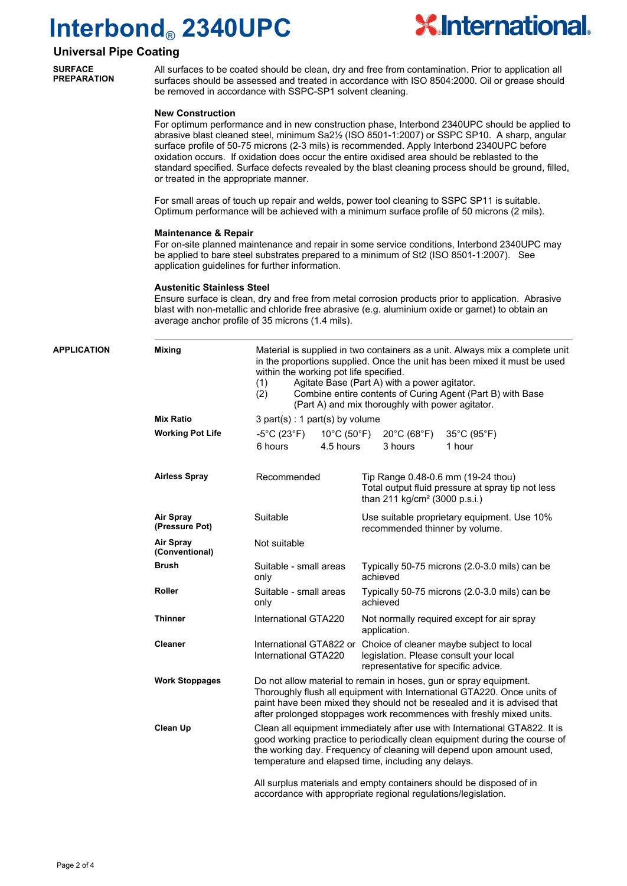# Interbond® 2340UPC

## Universal Pipe Coating

### SURFACE PREPARATION

All surfaces to be coated should be clean, dry and free from contamination. Prior to application all surfaces should be assessed and treated in accordance with ISO 8504:2000. Oil or grease should be removed in accordance with SSPC-SP1 solvent cleaning.

**New Construction**

For optimum performance and in new construction phase, Interbond 2340UPC should be applied to abrasive blast cleaned steel, minimum Sa2½ (ISO 8501-1:2007) or SSPC SP10. A sharp, angular surface profile of 50-75 microns (2-3 mils) is recommended. Apply Interbond 2340UPC before oxidation occurs. If oxidation does occur the entire oxidised area should be reblasted to the standard specified. Surface defects revealed by the blast cleaning process should be ground, filled, or treated in the appropriate manner.

For small areas of touch up repair and welds, power tool cleaning to SSPC SP11 is suitable. Optimum performance will be achieved with a minimum surface profile of 50 microns (2 mils).

**Maintenance & Repair**

For on-site planned maintenance and repair in some service conditions, Interbond 2340UPC may be applied to bare steel substrates prepared to a minimum of St2 (ISO 8501-1:2007). See application guidelines for further information.

**Austenitic Stainless Steel**

Ensure surface is clean, dry and free from metal corrosion products prior to application. Abrasive blast with non-metallic and chloride free abrasive (e.g. aluminium oxide or garnet) to obtain an average anchor profile of 35 microns (1.4 mils).

### APPLICATION

**Mixing**

Material is supplied in two containers as a unit. Always mix a complete unit in the proportions supplied. Once the unit has been mixed it must be used within the working pot life specified.

(1) Agitate Base (Part A) with a power agitator.

(2) Combine entire contents of Curing Agent (Part B) with Base (Part A) and mix thoroughly with power agitator.

**Mix Ratio**

3 part(s) : 1 part(s) by volume

**Working Pot Life**

| -5°C (23°F) | 10°C (50°F) | 20°C (68°F) | 35°C (95°F) |
|---|---|---|---|
| 6 hours | 4.5 hours | 3 hours | 1 hour |

| Method | Suitability | Notes |
|---|---|---|
| **Airless Spray** | Recommended | Tip Range 0.48-0.6 mm (19-24 thou) Total output fluid pressure at spray tip not less than 211 kg/cm² (3000 p.s.i.) |
| **Air Spray (Pressure Pot)** | Suitable | Use suitable proprietary equipment. Use 10% recommended thinner by volume. |
| **Air Spray (Conventional)** | Not suitable | |
| **Brush** | Suitable - small areas only | Typically 50-75 microns (2.0-3.0 mils) can be achieved |
| **Roller** | Suitable - small areas only | Typically 50-75 microns (2.0-3.0 mils) can be achieved |
| **Thinner** | International GTA220 | Not normally required except for air spray application. |
| **Cleaner** | International GTA822 or International GTA220 | Choice of cleaner maybe subject to local legislation. Please consult your local representative for specific advice. |

**Work Stoppages**

Do not allow material to remain in hoses, gun or spray equipment. Thoroughly flush all equipment with International GTA220. Once units of paint have been mixed they should not be resealed and it is advised that after prolonged stoppages work recommences with freshly mixed units.

**Clean Up**

Clean all equipment immediately after use with International GTA822. It is good working practice to periodically clean equipment during the course of the working day. Frequency of cleaning will depend upon amount used, temperature and elapsed time, including any delays.

All surplus materials and empty containers should be disposed of in accordance with appropriate regional regulations/legislation.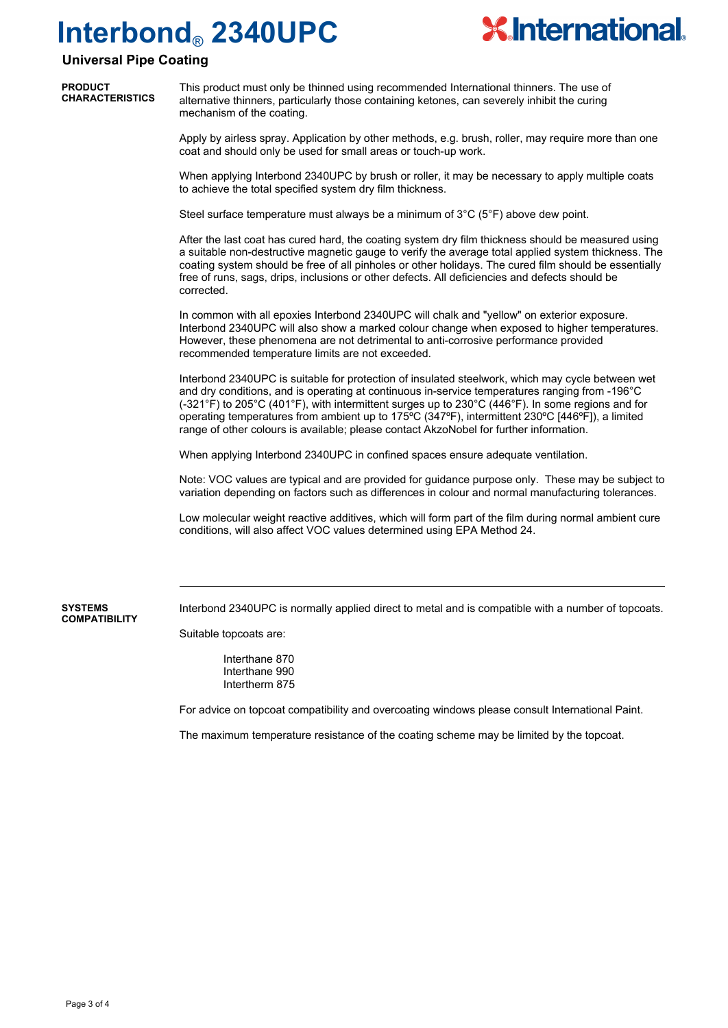# Interbond® 2340UPC

**Universal Pipe Coating**

## PRODUCT CHARACTERISTICS

This product must only be thinned using recommended International thinners. The use of alternative thinners, particularly those containing ketones, can severely inhibit the curing mechanism of the coating.

Apply by airless spray. Application by other methods, e.g. brush, roller, may require more than one coat and should only be used for small areas or touch-up work.

When applying Interbond 2340UPC by brush or roller, it may be necessary to apply multiple coats to achieve the total specified system dry film thickness.

Steel surface temperature must always be a minimum of 3°C (5°F) above dew point.

After the last coat has cured hard, the coating system dry film thickness should be measured using a suitable non-destructive magnetic gauge to verify the average total applied system thickness. The coating system should be free of all pinholes or other holidays. The cured film should be essentially free of runs, sags, drips, inclusions or other defects. All deficiencies and defects should be corrected.

In common with all epoxies Interbond 2340UPC will chalk and "yellow" on exterior exposure. Interbond 2340UPC will also show a marked colour change when exposed to higher temperatures. However, these phenomena are not detrimental to anti-corrosive performance provided recommended temperature limits are not exceeded.

Interbond 2340UPC is suitable for protection of insulated steelwork, which may cycle between wet and dry conditions, and is operating at continuous in-service temperatures ranging from -196°C (-321°F) to 205°C (401°F), with intermittent surges up to 230°C (446°F). In some regions and for operating temperatures from ambient up to 175ºC (347ºF), intermittent 230ºC [446ºF]), a limited range of other colours is available; please contact AkzoNobel for further information.

When applying Interbond 2340UPC in confined spaces ensure adequate ventilation.

Note: VOC values are typical and are provided for guidance purpose only. These may be subject to variation depending on factors such as differences in colour and normal manufacturing tolerances.

Low molecular weight reactive additives, which will form part of the film during normal ambient cure conditions, will also affect VOC values determined using EPA Method 24.

## SYSTEMS COMPATIBILITY

Interbond 2340UPC is normally applied direct to metal and is compatible with a number of topcoats.

Suitable topcoats are:

- Interthane 870
- Interthane 990
- Intertherm 875

For advice on topcoat compatibility and overcoating windows please consult International Paint.

The maximum temperature resistance of the coating scheme may be limited by the topcoat.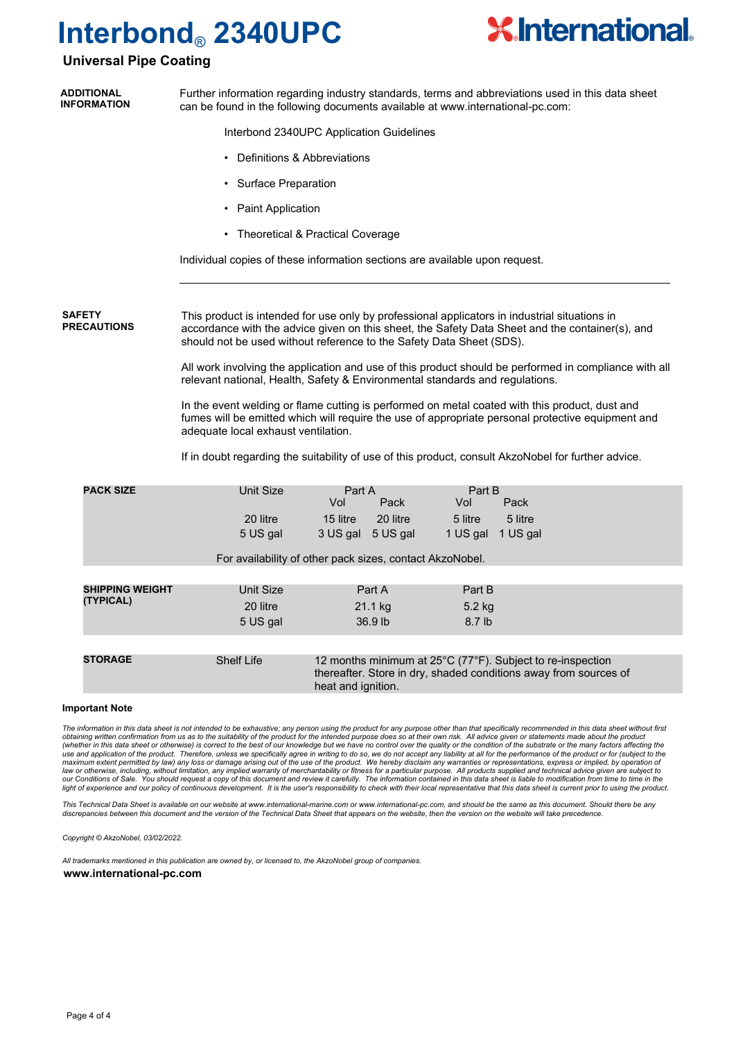# Interbond® 2340UPC

## Universal Pipe Coating

**ADDITIONAL INFORMATION**

Further information regarding industry standards, terms and abbreviations used in this data sheet can be found in the following documents available at www.international-pc.com:

Interbond 2340UPC Application Guidelines

- Definitions & Abbreviations
- Surface Preparation
- Paint Application
- Theoretical & Practical Coverage

Individual copies of these information sections are available upon request.

---

**SAFETY PRECAUTIONS**

This product is intended for use only by professional applicators in industrial situations in accordance with the advice given on this sheet, the Safety Data Sheet and the container(s), and should not be used without reference to the Safety Data Sheet (SDS).

All work involving the application and use of this product should be performed in compliance with all relevant national, Health, Safety & Environmental standards and regulations.

In the event welding or flame cutting is performed on metal coated with this product, dust and fumes will be emitted which will require the use of appropriate personal protective equipment and adequate local exhaust ventilation.

If in doubt regarding the suitability of use of this product, consult AkzoNobel for further advice.

**PACK SIZE**

| Unit Size | Part A | | Part B | |
|---|---|---|---|---|
| | Vol | Pack | Vol | Pack |
| 20 litre | 15 litre | 20 litre | 5 litre | 5 litre |
| 5 US gal | 3 US gal | 5 US gal | 1 US gal | 1 US gal |

For availability of other pack sizes, contact AkzoNobel.

**SHIPPING WEIGHT (TYPICAL)**

| Unit Size | Part A | Part B |
|---|---|---|
| 20 litre | 21.1 kg | 5.2 kg |
| 5 US gal | 36.9 lb | 8.7 lb |

**STORAGE**

| | |
|---|---|
| Shelf Life | 12 months minimum at 25°C (77°F). Subject to re-inspection thereafter. Store in dry, shaded conditions away from sources of heat and ignition. |

**Important Note**

*The information in this data sheet is not intended to be exhaustive; any person using the product for any purpose other than that specifically recommended in this data sheet without first obtaining written confirmation from us as to the suitability of the product for the intended purpose does so at their own risk. All advice given or statements made about the product (whether in this data sheet or otherwise) is correct to the best of our knowledge but we have no control over the quality or the condition of the substrate or the many factors affecting the use and application of the product. Therefore, unless we specifically agree in writing to do so, we do not accept any liability at all for the performance of the product or for (subject to the maximum extent permitted by law) any loss or damage arising out of the use of the product. We hereby disclaim any warranties or representations, express or implied, by operation of law or otherwise, including, without limitation, any implied warranty of merchantability or fitness for a particular purpose. All products supplied and technical advice given are subject to our Conditions of Sale. You should request a copy of this document and review it carefully. The information contained in this data sheet is liable to modification from time to time in the light of experience and our policy of continuous development. It is the user's responsibility to check with their local representative that this data sheet is current prior to using the product.*

*This Technical Data Sheet is available on our website at www.international-marine.com or www.international-pc.com, and should be the same as this document. Should there be any discrepancies between this document and the version of the Technical Data Sheet that appears on the website, then the version on the website will take precedence.*

*Copyright © AkzoNobel, 03/02/2022.*

*All trademarks mentioned in this publication are owned by, or licensed to, the AkzoNobel group of companies.*

**www.international-pc.com**